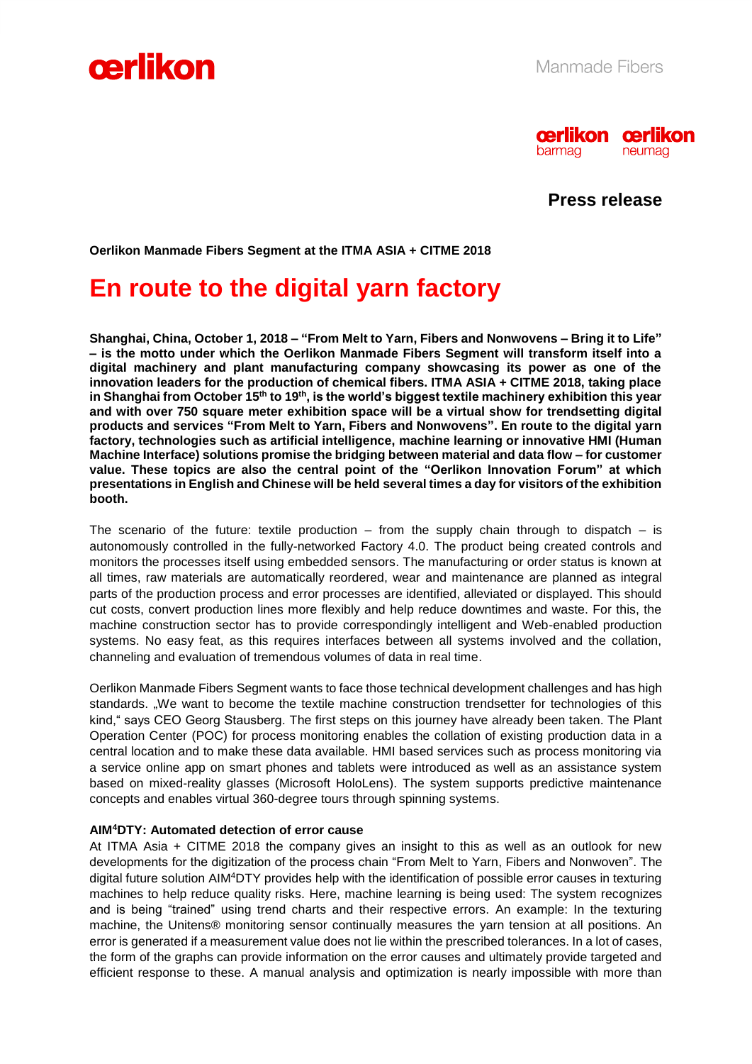Manmade Fibers

**Press release**

**Oerlikon Manmade Fibers Segment at the ITMA ASIA + CITME 2018**

# En route to the digital yarn factory

**Shanghai, China, October 1, 2018 – "From Melt to Yarn, Fibers and Nonwovens – Bring it to Life" – is the motto under which the Oerlikon Manmade Fibers Segment will transform itself into a digital machinery and plant manufacturing company showcasing its power as one of the innovation leaders for the production of chemical fibers. ITMA ASIA + CITME 2018, taking place in Shanghai from October 15th to 19th, is the world's biggest textile machinery exhibition this year and with over 750 square meter exhibition space will be a virtual show for trendsetting digital products and services "From Melt to Yarn, Fibers and Nonwovens". En route to the digital yarn factory, technologies such as artificial intelligence, machine learning or innovative HMI (Human Machine Interface) solutions promise the bridging between material and data flow – for customer value. These topics are also the central point of the "Oerlikon Innovation Forum" at which presentations in English and Chinese will be held several times a day for visitors of the exhibition booth.**

The scenario of the future: textile production – from the supply chain through to dispatch – is autonomously controlled in the fully-networked Factory 4.0. The product being created controls and monitors the processes itself using embedded sensors. The manufacturing or order status is known at all times, raw materials are automatically reordered, wear and maintenance are planned as integral parts of the production process and error processes are identified, alleviated or displayed. This should cut costs, convert production lines more flexibly and help reduce downtimes and waste. For this, the machine construction sector has to provide correspondingly intelligent and Web-enabled production systems. No easy feat, as this requires interfaces between all systems involved and the collation, channeling and evaluation of tremendous volumes of data in real time.

Oerlikon Manmade Fibers Segment wants to face those technical development challenges and has high standards. „We want to become the textile machine construction trendsetter for technologies of this kind," says CEO Georg Stausberg. The first steps on this journey have already been taken. The Plant Operation Center (POC) for process monitoring enables the collation of existing production data in a central location and to make these data available. HMI based services such as process monitoring via a service online app on smart phones and tablets were introduced as well as an assistance system based on mixed-reality glasses (Microsoft HoloLens). The system supports predictive maintenance concepts and enables virtual 360-degree tours through spinning systems.

**AIM⁴DTY: Automated detection of error cause**

At ITMA Asia + CITME 2018 the company gives an insight to this as well as an outlook for new developments for the digitization of the process chain "From Melt to Yarn, Fibers and Nonwoven". The digital future solution AIM⁴DTY provides help with the identification of possible error causes in texturing machines to help reduce quality risks. Here, machine learning is being used: The system recognizes and is being "trained" using trend charts and their respective errors. An example: In the texturing machine, the Unitens® monitoring sensor continually measures the yarn tension at all positions. An error is generated if a measurement value does not lie within the prescribed tolerances. In a lot of cases, the form of the graphs can provide information on the error causes and ultimately provide targeted and efficient response to these. A manual analysis and optimization is nearly impossible with more than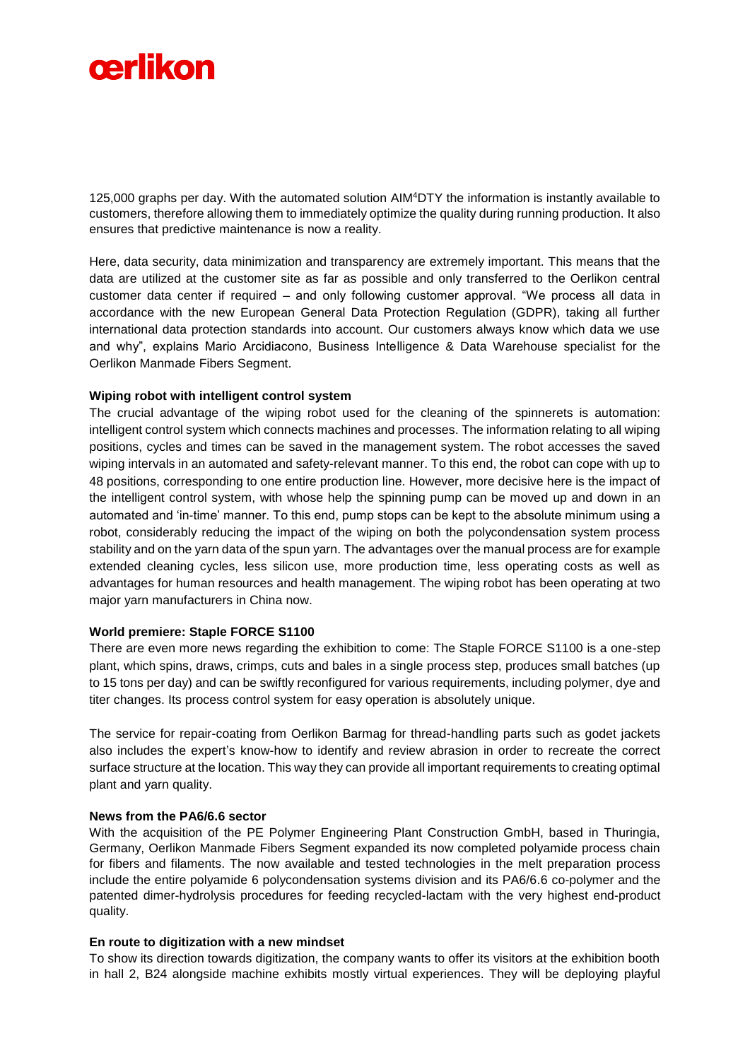125,000 graphs per day. With the automated solution AIM$^4$DTY the information is instantly available to customers, therefore allowing them to immediately optimize the quality during running production. It also ensures that predictive maintenance is now a reality.

Here, data security, data minimization and transparency are extremely important. This means that the data are utilized at the customer site as far as possible and only transferred to the Oerlikon central customer data center if required – and only following customer approval. "We process all data in accordance with the new European General Data Protection Regulation (GDPR), taking all further international data protection standards into account. Our customers always know which data we use and why", explains Mario Arcidiacono, Business Intelligence & Data Warehouse specialist for the Oerlikon Manmade Fibers Segment.

**Wiping robot with intelligent control system**

The crucial advantage of the wiping robot used for the cleaning of the spinnerets is automation: intelligent control system which connects machines and processes. The information relating to all wiping positions, cycles and times can be saved in the management system. The robot accesses the saved wiping intervals in an automated and safety-relevant manner. To this end, the robot can cope with up to 48 positions, corresponding to one entire production line. However, more decisive here is the impact of the intelligent control system, with whose help the spinning pump can be moved up and down in an automated and 'in-time' manner. To this end, pump stops can be kept to the absolute minimum using a robot, considerably reducing the impact of the wiping on both the polycondensation system process stability and on the yarn data of the spun yarn. The advantages over the manual process are for example extended cleaning cycles, less silicon use, more production time, less operating costs as well as advantages for human resources and health management. The wiping robot has been operating at two major yarn manufacturers in China now.

**World premiere: Staple FORCE S1100**

There are even more news regarding the exhibition to come: The Staple FORCE S1100 is a one-step plant, which spins, draws, crimps, cuts and bales in a single process step, produces small batches (up to 15 tons per day) and can be swiftly reconfigured for various requirements, including polymer, dye and titer changes. Its process control system for easy operation is absolutely unique.

The service for repair-coating from Oerlikon Barmag for thread-handling parts such as godet jackets also includes the expert's know-how to identify and review abrasion in order to recreate the correct surface structure at the location. This way they can provide all important requirements to creating optimal plant and yarn quality.

**News from the PA6/6.6 sector**

With the acquisition of the PE Polymer Engineering Plant Construction GmbH, based in Thuringia, Germany, Oerlikon Manmade Fibers Segment expanded its now completed polyamide process chain for fibers and filaments. The now available and tested technologies in the melt preparation process include the entire polyamide 6 polycondensation systems division and its PA6/6.6 co-polymer and the patented dimer-hydrolysis procedures for feeding recycled-lactam with the very highest end-product quality.

**En route to digitization with a new mindset**

To show its direction towards digitization, the company wants to offer its visitors at the exhibition booth in hall 2, B24 alongside machine exhibits mostly virtual experiences. They will be deploying playful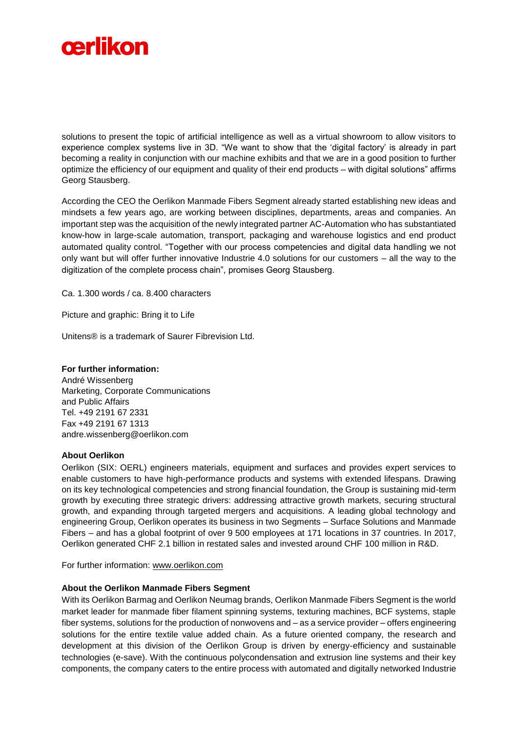solutions to present the topic of artificial intelligence as well as a virtual showroom to allow visitors to experience complex systems live in 3D. "We want to show that the 'digital factory' is already in part becoming a reality in conjunction with our machine exhibits and that we are in a good position to further optimize the efficiency of our equipment and quality of their end products – with digital solutions" affirms Georg Stausberg.

According the CEO the Oerlikon Manmade Fibers Segment already started establishing new ideas and mindsets a few years ago, are working between disciplines, departments, areas and companies. An important step was the acquisition of the newly integrated partner AC-Automation who has substantiated know-how in large-scale automation, transport, packaging and warehouse logistics and end product automated quality control. "Together with our process competencies and digital data handling we not only want but will offer further innovative Industrie 4.0 solutions for our customers – all the way to the digitization of the complete process chain", promises Georg Stausberg.

Ca. 1.300 words / ca. 8.400 characters

Picture and graphic: Bring it to Life

Unitens® is a trademark of Saurer Fibrevision Ltd.

**For further information:**
André Wissenberg
Marketing, Corporate Communications
and Public Affairs
Tel. +49 2191 67 2331
Fax +49 2191 67 1313
andre.wissenberg@oerlikon.com

**About Oerlikon**
Oerlikon (SIX: OERL) engineers materials, equipment and surfaces and provides expert services to enable customers to have high-performance products and systems with extended lifespans. Drawing on its key technological competencies and strong financial foundation, the Group is sustaining mid-term growth by executing three strategic drivers: addressing attractive growth markets, securing structural growth, and expanding through targeted mergers and acquisitions. A leading global technology and engineering Group, Oerlikon operates its business in two Segments – Surface Solutions and Manmade Fibers – and has a global footprint of over 9 500 employees at 171 locations in 37 countries. In 2017, Oerlikon generated CHF 2.1 billion in restated sales and invested around CHF 100 million in R&D.

For further information: www.oerlikon.com

**About the Oerlikon Manmade Fibers Segment**
With its Oerlikon Barmag and Oerlikon Neumag brands, Oerlikon Manmade Fibers Segment is the world market leader for manmade fiber filament spinning systems, texturing machines, BCF systems, staple fiber systems, solutions for the production of nonwovens and – as a service provider – offers engineering solutions for the entire textile value added chain. As a future oriented company, the research and development at this division of the Oerlikon Group is driven by energy-efficiency and sustainable technologies (e-save). With the continuous polycondensation and extrusion line systems and their key components, the company caters to the entire process with automated and digitally networked Industrie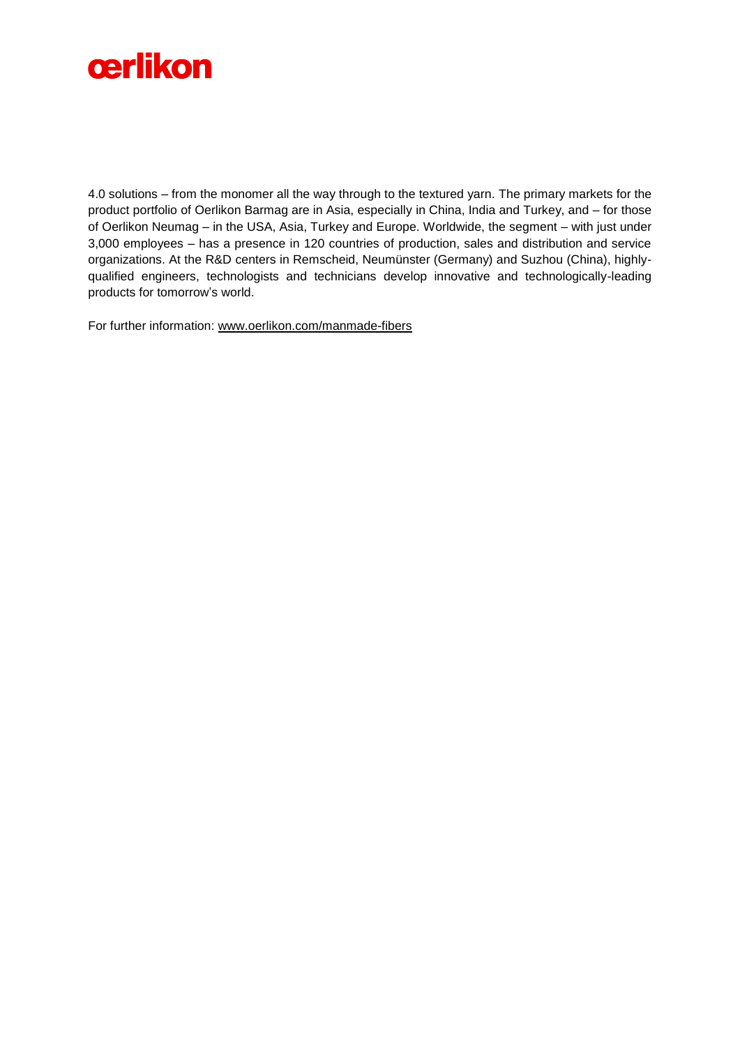4.0 solutions – from the monomer all the way through to the textured yarn. The primary markets for the product portfolio of Oerlikon Barmag are in Asia, especially in China, India and Turkey, and – for those of Oerlikon Neumag – in the USA, Asia, Turkey and Europe. Worldwide, the segment – with just under 3,000 employees – has a presence in 120 countries of production, sales and distribution and service organizations. At the R&D centers in Remscheid, Neumünster (Germany) and Suzhou (China), highly-qualified engineers, technologists and technicians develop innovative and technologically-leading products for tomorrow's world.

For further information: www.oerlikon.com/manmade-fibers